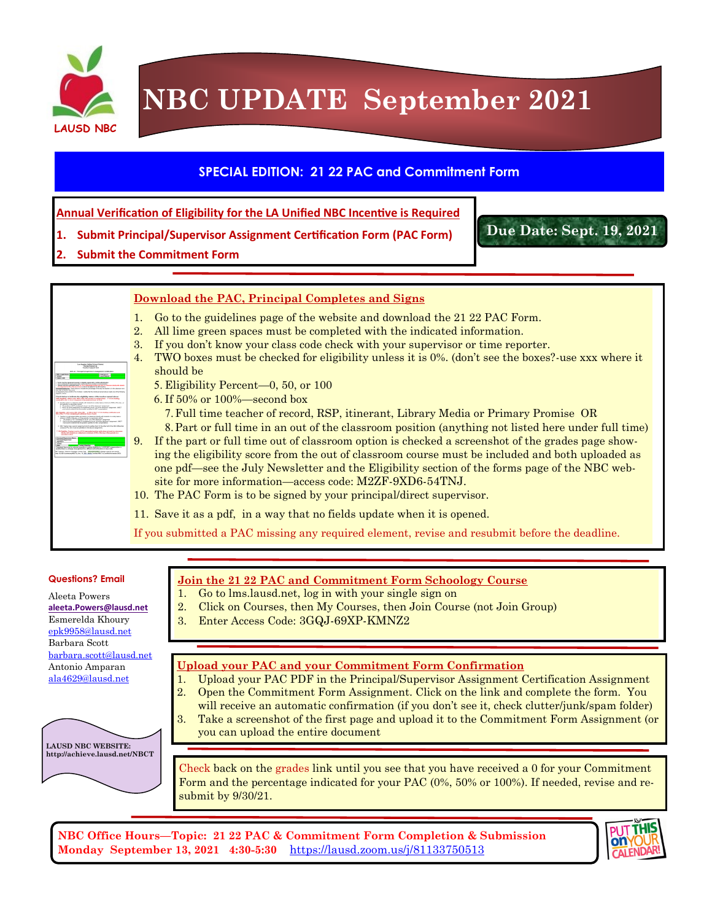LAUSD NBC

# NBC UPDATE September 2021

## SPECIAL EDITION: 21 22 PAC and Commitment Form

**Annual Verification of Eligibility for the LA Unified NBC Incentive is Required**

1. **Submit Principal/Supervisor Assignment Certification Form (PAC Form)**
2. **Submit the Commitment Form**

**Due Date: Sept. 19, 2021**

### Download the PAC, Principal Completes and Signs

1. Go to the guidelines page of the website and download the 21 22 PAC Form.
2. All lime green spaces must be completed with the indicated information.
3. If you don't know your class code check with your supervisor or time reporter.
4. TWO boxes must be checked for eligibility unless it is 0%. (don't see the boxes?-use xxx where it should be
   5. Eligibility Percent—0, 50, or 100
   6. If 50% or 100%—second box
      7. Full time teacher of record, RSP, itinerant, Library Media or Primary Promise OR
      8. Part or full time in an out of the classroom position (anything not listed here under full time)
9. If the part or full time out of classroom option is checked a screenshot of the grades page showing the eligibility score from the out of classroom course must be included and both uploaded as one pdf—see the July Newsletter and the Eligibility section of the forms page of the NBC website for more information—access code: M2ZF-9XD6-54TNJ.
10. The PAC Form is to be signed by your principal/direct supervisor.
11. Save it as a pdf, in a way that no fields update when it is opened.

If you submitted a PAC missing any required element, revise and resubmit before the deadline.

### Join the 21 22 PAC and Commitment Form Schoology Course

1. Go to lms.lausd.net, log in with your single sign on
2. Click on Courses, then My Courses, then Join Course (not Join Group)
3. Enter Access Code: 3GQJ-69XP-KMNZ2

### Upload your PAC and your Commitment Form Confirmation

1. Upload your PAC PDF in the Principal/Supervisor Assignment Certification Assignment
2. Open the Commitment Form Assignment. Click on the link and complete the form. You will receive an automatic confirmation (if you don't see it, check clutter/junk/spam folder)
3. Take a screenshot of the first page and upload it to the Commitment Form Assignment (or you can upload the entire document

Check back on the grades link until you see that you have received a 0 for your Commitment Form and the percentage indicated for your PAC (0%, 50% or 100%). If needed, revise and resubmit by 9/30/21.

**Questions? Email**

Aleeta Powers
**aleeta.Powers@lausd.net**
Esmerelda Khoury
epk9958@lausd.net
Barbara Scott
barbara.scott@lausd.net
Antonio Amparan
ala4629@lausd.net

**LAUSD NBC WEBSITE: http://achieve.lausd.net/NBCT**

**NBC Office Hours—Topic: 21 22 PAC & Commitment Form Completion & Submission**
**Monday September 13, 2021 4:30-5:30** https://lausd.zoom.us/j/81133750513

PUT THIS on YOUR CALENDAR!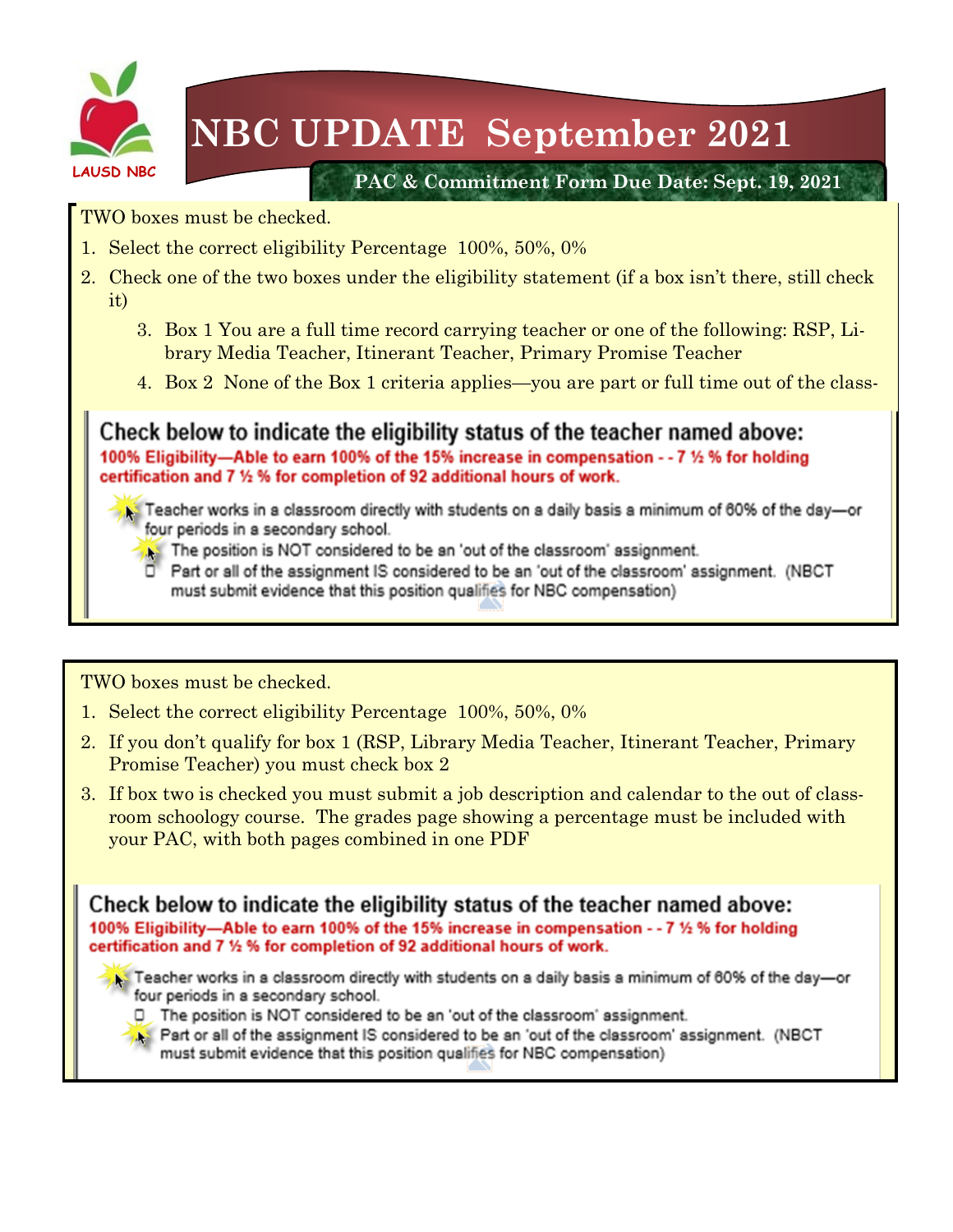# NBC UPDATE September 2021

LAUSD NBC

**PAC & Commitment Form Due Date: Sept. 19, 2021**

TWO boxes must be checked.

1. Select the correct eligibility Percentage 100%, 50%, 0%
2. Check one of the two boxes under the eligibility statement (if a box isn't there, still check it)
    3. Box 1 You are a full time record carrying teacher or one of the following: RSP, Library Media Teacher, Itinerant Teacher, Primary Promise Teacher
    4. Box 2 None of the Box 1 criteria applies—you are part or full time out of the class-

**Check below to indicate the eligibility status of the teacher named above:**

**100% Eligibility—Able to earn 100% of the 15% increase in compensation - - 7 ½ % for holding certification and 7 ½ % for completion of 92 additional hours of work.**

- Teacher works in a classroom directly with students on a daily basis a minimum of 60% of the day—or four periods in a secondary school.
    - The position is NOT considered to be an 'out of the classroom' assignment.
    - Part or all of the assignment IS considered to be an 'out of the classroom' assignment. (NBCT must submit evidence that this position qualifies for NBC compensation)

TWO boxes must be checked.

1. Select the correct eligibility Percentage 100%, 50%, 0%
2. If you don't qualify for box 1 (RSP, Library Media Teacher, Itinerant Teacher, Primary Promise Teacher) you must check box 2
3. If box two is checked you must submit a job description and calendar to the out of classroom schoology course. The grades page showing a percentage must be included with your PAC, with both pages combined in one PDF

**Check below to indicate the eligibility status of the teacher named above:**

**100% Eligibility—Able to earn 100% of the 15% increase in compensation - - 7 ½ % for holding certification and 7 ½ % for completion of 92 additional hours of work.**

- Teacher works in a classroom directly with students on a daily basis a minimum of 60% of the day—or four periods in a secondary school.
    - The position is NOT considered to be an 'out of the classroom' assignment.
    - Part or all of the assignment IS considered to be an 'out of the classroom' assignment. (NBCT must submit evidence that this position qualifies for NBC compensation)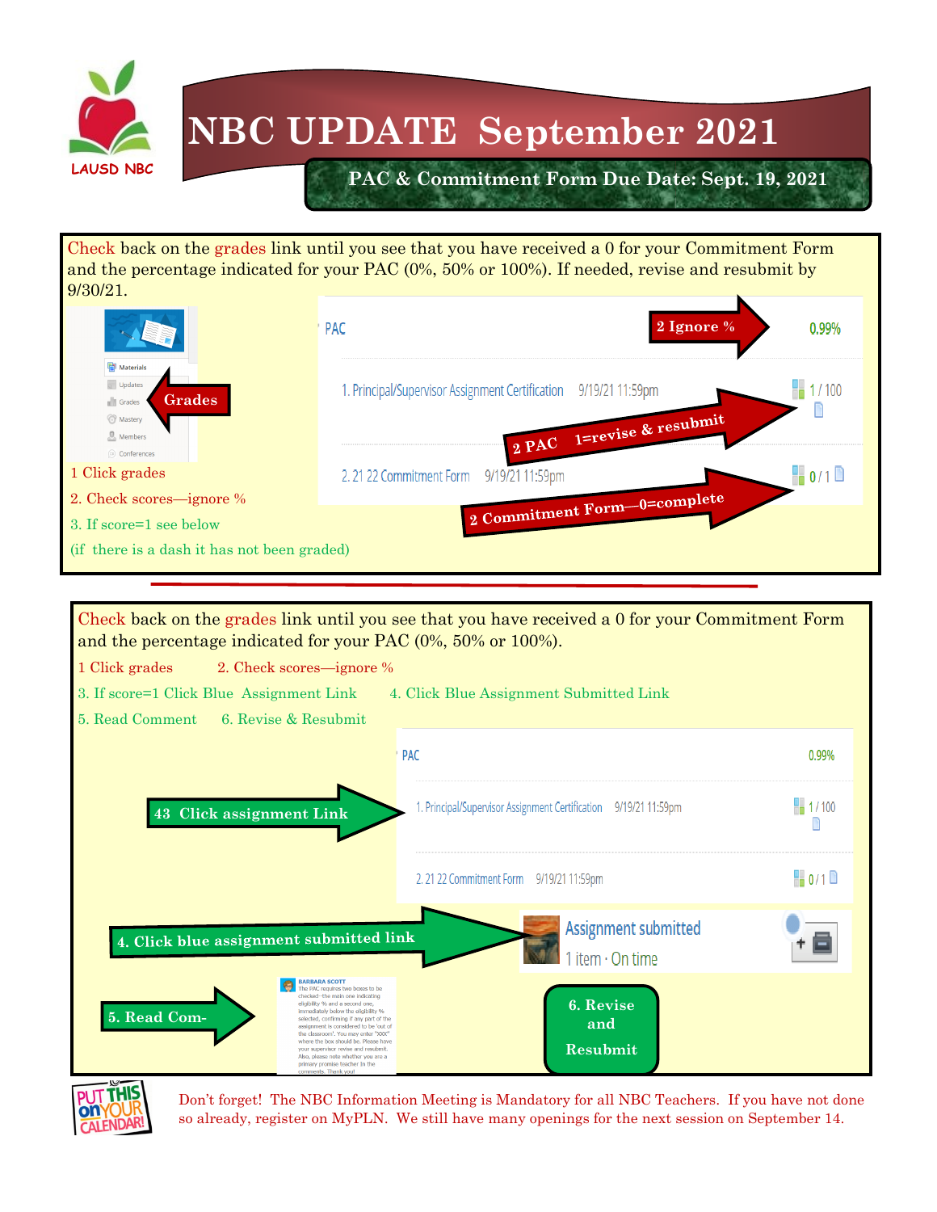# NBC UPDATE September 2021

**PAC & Commitment Form Due Date: Sept. 19, 2021**

Check back on the grades link until you see that you have received a 0 for your Commitment Form and the percentage indicated for your PAC (0%, 50% or 100%). If needed, revise and resubmit by 9/30/21.

Materials
Updates
Grades
Mastery
Members
Conferences

Grades

PAC — 0.99%

2 Ignore %

1. Principal/Supervisor Assignment Certification 9/19/21 11:59pm 1 / 100

2 PAC 1=revise & resubmit

2. 21 22 Commitment Form 9/19/21 11:59pm 0 / 1

2 Commitment Form—0=complete

1 Click grades

2. Check scores—ignore %

3. If score=1 see below

(if there is a dash it has not been graded)

---

Check back on the grades link until you see that you have received a 0 for your Commitment Form and the percentage indicated for your PAC (0%, 50% or 100%).

1 Click grades 2. Check scores—ignore %

3. If score=1 Click Blue Assignment Link 4. Click Blue Assignment Submitted Link

5. Read Comment 6. Revise & Resubmit

43 Click assignment Link

PAC — 0.99%

1. Principal/Supervisor Assignment Certification 9/19/21 11:59pm 1 / 100

2. 21 22 Commitment Form 9/19/21 11:59pm 0 / 1

4. Click blue assignment submitted link

Assignment submitted
1 item · On time

5. Read Com-

BARBARA SCOTT
The PAC requires two boxes to be checked—the main one indicating eligibility % and a second one, immediately below the eligibility % selected, confirming if any part of the assignment is considered to be 'out of the classroom'. You may enter "XXX" where the box should be. Please have your supervisor revise and resubmit. Also, please note whether you are a primary promise teacher in the comments. Thank you!

6. Revise and Resubmit

PUT THIS on YOUR CALENDAR!

Don't forget! The NBC Information Meeting is Mandatory for all NBC Teachers. If you have not done so already, register on MyPLN. We still have many openings for the next session on September 14.